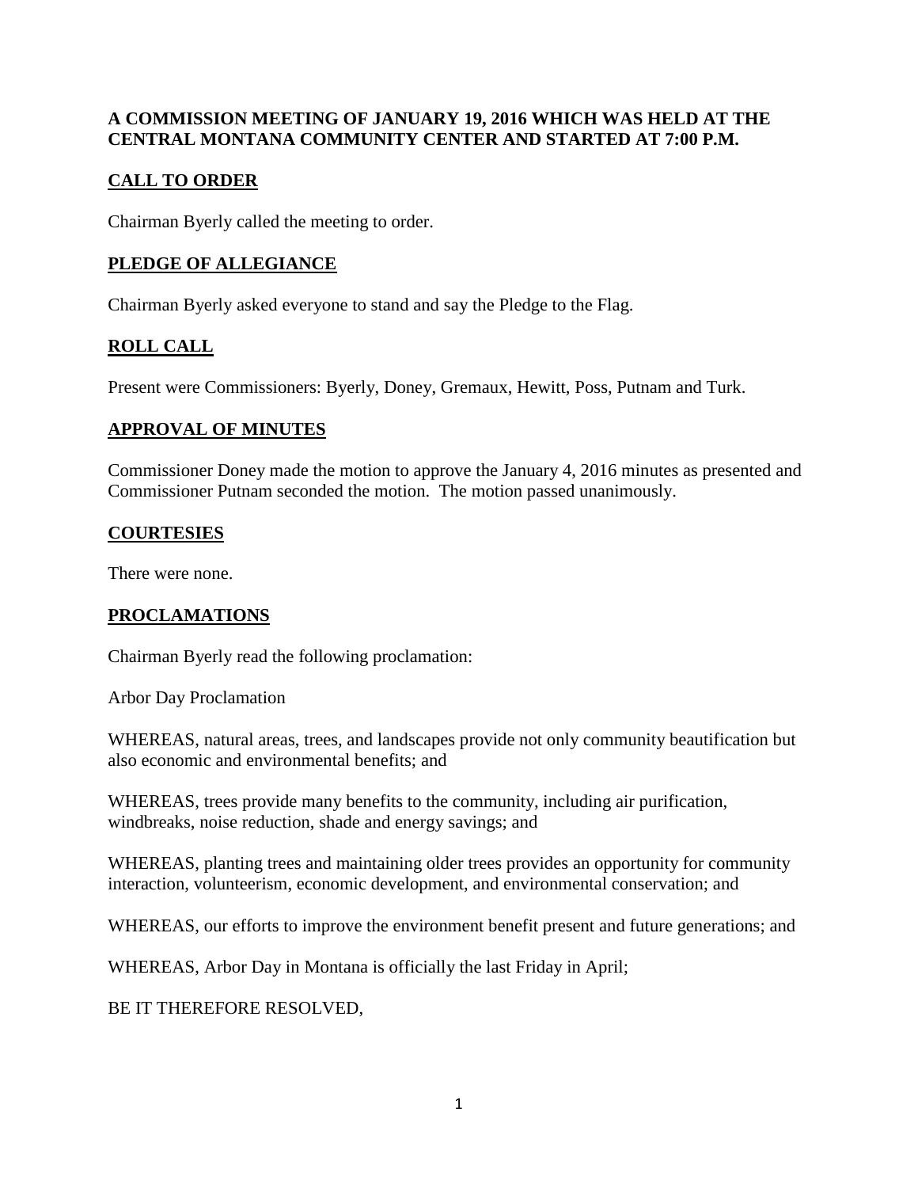**A COMMISSION MEETING OF JANUARY 19, 2016 WHICH WAS HELD AT THE CENTRAL MONTANA COMMUNITY CENTER AND STARTED AT 7:00 P.M.**

## CALL TO ORDER

Chairman Byerly called the meeting to order.

## PLEDGE OF ALLEGIANCE

Chairman Byerly asked everyone to stand and say the Pledge to the Flag.

## ROLL CALL

Present were Commissioners: Byerly, Doney, Gremaux, Hewitt, Poss, Putnam and Turk.

## APPROVAL OF MINUTES

Commissioner Doney made the motion to approve the January 4, 2016 minutes as presented and Commissioner Putnam seconded the motion. The motion passed unanimously.

## COURTESIES

There were none.

## PROCLAMATIONS

Chairman Byerly read the following proclamation:

Arbor Day Proclamation

WHEREAS, natural areas, trees, and landscapes provide not only community beautification but also economic and environmental benefits; and

WHEREAS, trees provide many benefits to the community, including air purification, windbreaks, noise reduction, shade and energy savings; and

WHEREAS, planting trees and maintaining older trees provides an opportunity for community interaction, volunteerism, economic development, and environmental conservation; and

WHEREAS, our efforts to improve the environment benefit present and future generations; and

WHEREAS, Arbor Day in Montana is officially the last Friday in April;

BE IT THEREFORE RESOLVED,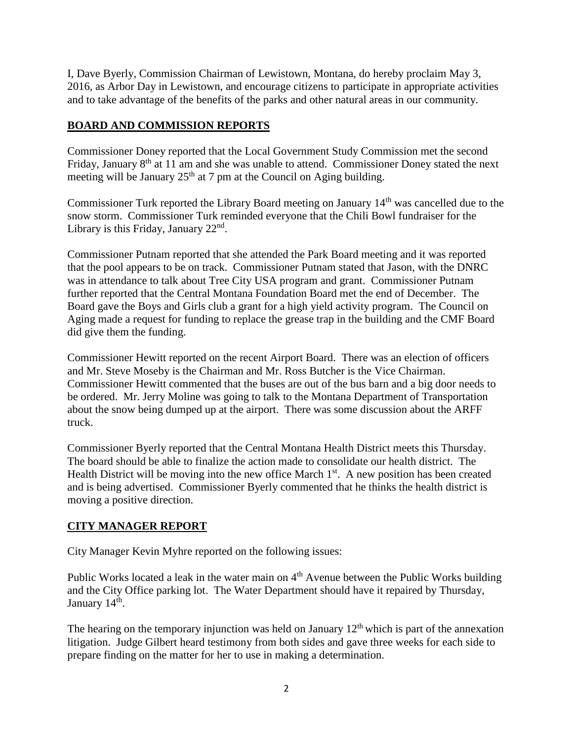I, Dave Byerly, Commission Chairman of Lewistown, Montana, do hereby proclaim May 3, 2016, as Arbor Day in Lewistown, and encourage citizens to participate in appropriate activities and to take advantage of the benefits of the parks and other natural areas in our community.

## BOARD AND COMMISSION REPORTS

Commissioner Doney reported that the Local Government Study Commission met the second Friday, January 8th at 11 am and she was unable to attend. Commissioner Doney stated the next meeting will be January 25th at 7 pm at the Council on Aging building.

Commissioner Turk reported the Library Board meeting on January 14th was cancelled due to the snow storm. Commissioner Turk reminded everyone that the Chili Bowl fundraiser for the Library is this Friday, January 22nd.

Commissioner Putnam reported that she attended the Park Board meeting and it was reported that the pool appears to be on track. Commissioner Putnam stated that Jason, with the DNRC was in attendance to talk about Tree City USA program and grant. Commissioner Putnam further reported that the Central Montana Foundation Board met the end of December. The Board gave the Boys and Girls club a grant for a high yield activity program. The Council on Aging made a request for funding to replace the grease trap in the building and the CMF Board did give them the funding.

Commissioner Hewitt reported on the recent Airport Board. There was an election of officers and Mr. Steve Moseby is the Chairman and Mr. Ross Butcher is the Vice Chairman. Commissioner Hewitt commented that the buses are out of the bus barn and a big door needs to be ordered. Mr. Jerry Moline was going to talk to the Montana Department of Transportation about the snow being dumped up at the airport. There was some discussion about the ARFF truck.

Commissioner Byerly reported that the Central Montana Health District meets this Thursday. The board should be able to finalize the action made to consolidate our health district. The Health District will be moving into the new office March 1st. A new position has been created and is being advertised. Commissioner Byerly commented that he thinks the health district is moving a positive direction.

## CITY MANAGER REPORT

City Manager Kevin Myhre reported on the following issues:

Public Works located a leak in the water main on 4th Avenue between the Public Works building and the City Office parking lot. The Water Department should have it repaired by Thursday, January 14th.

The hearing on the temporary injunction was held on January 12th which is part of the annexation litigation. Judge Gilbert heard testimony from both sides and gave three weeks for each side to prepare finding on the matter for her to use in making a determination.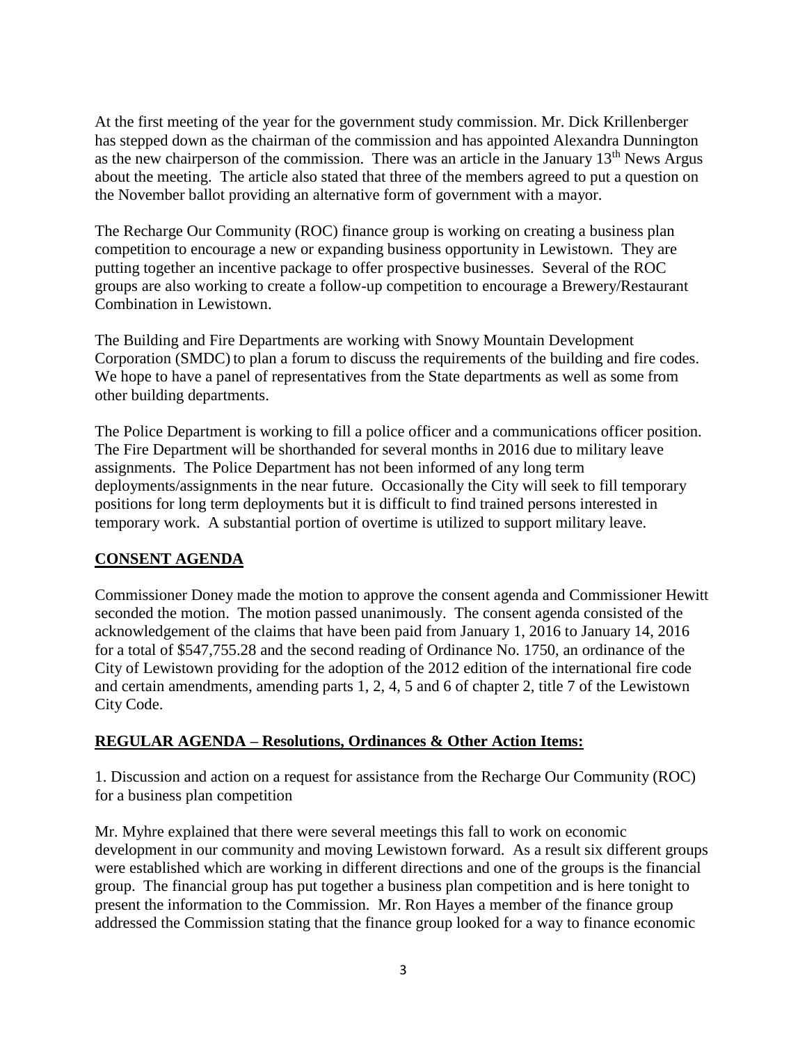At the first meeting of the year for the government study commission. Mr. Dick Krillenberger has stepped down as the chairman of the commission and has appointed Alexandra Dunnington as the new chairperson of the commission. There was an article in the January 13th News Argus about the meeting. The article also stated that three of the members agreed to put a question on the November ballot providing an alternative form of government with a mayor.

The Recharge Our Community (ROC) finance group is working on creating a business plan competition to encourage a new or expanding business opportunity in Lewistown. They are putting together an incentive package to offer prospective businesses. Several of the ROC groups are also working to create a follow-up competition to encourage a Brewery/Restaurant Combination in Lewistown.

The Building and Fire Departments are working with Snowy Mountain Development Corporation (SMDC) to plan a forum to discuss the requirements of the building and fire codes. We hope to have a panel of representatives from the State departments as well as some from other building departments.

The Police Department is working to fill a police officer and a communications officer position. The Fire Department will be shorthanded for several months in 2016 due to military leave assignments. The Police Department has not been informed of any long term deployments/assignments in the near future. Occasionally the City will seek to fill temporary positions for long term deployments but it is difficult to find trained persons interested in temporary work. A substantial portion of overtime is utilized to support military leave.

## CONSENT AGENDA

Commissioner Doney made the motion to approve the consent agenda and Commissioner Hewitt seconded the motion. The motion passed unanimously. The consent agenda consisted of the acknowledgement of the claims that have been paid from January 1, 2016 to January 14, 2016 for a total of $547,755.28 and the second reading of Ordinance No. 1750, an ordinance of the City of Lewistown providing for the adoption of the 2012 edition of the international fire code and certain amendments, amending parts 1, 2, 4, 5 and 6 of chapter 2, title 7 of the Lewistown City Code.

## REGULAR AGENDA – Resolutions, Ordinances & Other Action Items:

1. Discussion and action on a request for assistance from the Recharge Our Community (ROC) for a business plan competition

Mr. Myhre explained that there were several meetings this fall to work on economic development in our community and moving Lewistown forward. As a result six different groups were established which are working in different directions and one of the groups is the financial group. The financial group has put together a business plan competition and is here tonight to present the information to the Commission. Mr. Ron Hayes a member of the finance group addressed the Commission stating that the finance group looked for a way to finance economic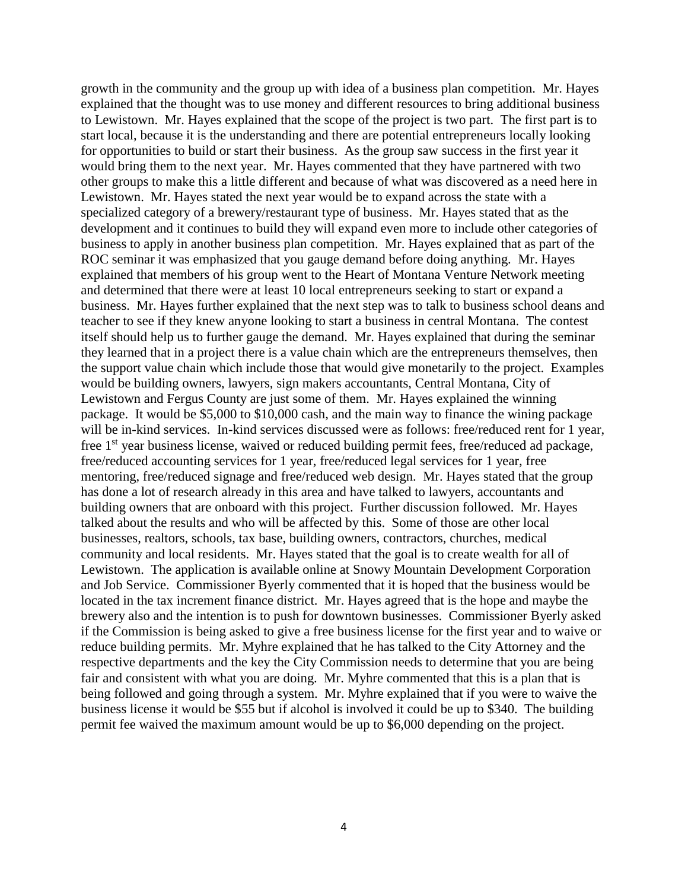growth in the community and the group up with idea of a business plan competition. Mr. Hayes explained that the thought was to use money and different resources to bring additional business to Lewistown. Mr. Hayes explained that the scope of the project is two part. The first part is to start local, because it is the understanding and there are potential entrepreneurs locally looking for opportunities to build or start their business. As the group saw success in the first year it would bring them to the next year. Mr. Hayes commented that they have partnered with two other groups to make this a little different and because of what was discovered as a need here in Lewistown. Mr. Hayes stated the next year would be to expand across the state with a specialized category of a brewery/restaurant type of business. Mr. Hayes stated that as the development and it continues to build they will expand even more to include other categories of business to apply in another business plan competition. Mr. Hayes explained that as part of the ROC seminar it was emphasized that you gauge demand before doing anything. Mr. Hayes explained that members of his group went to the Heart of Montana Venture Network meeting and determined that there were at least 10 local entrepreneurs seeking to start or expand a business. Mr. Hayes further explained that the next step was to talk to business school deans and teacher to see if they knew anyone looking to start a business in central Montana. The contest itself should help us to further gauge the demand. Mr. Hayes explained that during the seminar they learned that in a project there is a value chain which are the entrepreneurs themselves, then the support value chain which include those that would give monetarily to the project. Examples would be building owners, lawyers, sign makers accountants, Central Montana, City of Lewistown and Fergus County are just some of them. Mr. Hayes explained the winning package. It would be $5,000 to $10,000 cash, and the main way to finance the wining package will be in-kind services. In-kind services discussed were as follows: free/reduced rent for 1 year, free 1st year business license, waived or reduced building permit fees, free/reduced ad package, free/reduced accounting services for 1 year, free/reduced legal services for 1 year, free mentoring, free/reduced signage and free/reduced web design. Mr. Hayes stated that the group has done a lot of research already in this area and have talked to lawyers, accountants and building owners that are onboard with this project. Further discussion followed. Mr. Hayes talked about the results and who will be affected by this. Some of those are other local businesses, realtors, schools, tax base, building owners, contractors, churches, medical community and local residents. Mr. Hayes stated that the goal is to create wealth for all of Lewistown. The application is available online at Snowy Mountain Development Corporation and Job Service. Commissioner Byerly commented that it is hoped that the business would be located in the tax increment finance district. Mr. Hayes agreed that is the hope and maybe the brewery also and the intention is to push for downtown businesses. Commissioner Byerly asked if the Commission is being asked to give a free business license for the first year and to waive or reduce building permits. Mr. Myhre explained that he has talked to the City Attorney and the respective departments and the key the City Commission needs to determine that you are being fair and consistent with what you are doing. Mr. Myhre commented that this is a plan that is being followed and going through a system. Mr. Myhre explained that if you were to waive the business license it would be $55 but if alcohol is involved it could be up to $340. The building permit fee waived the maximum amount would be up to $6,000 depending on the project.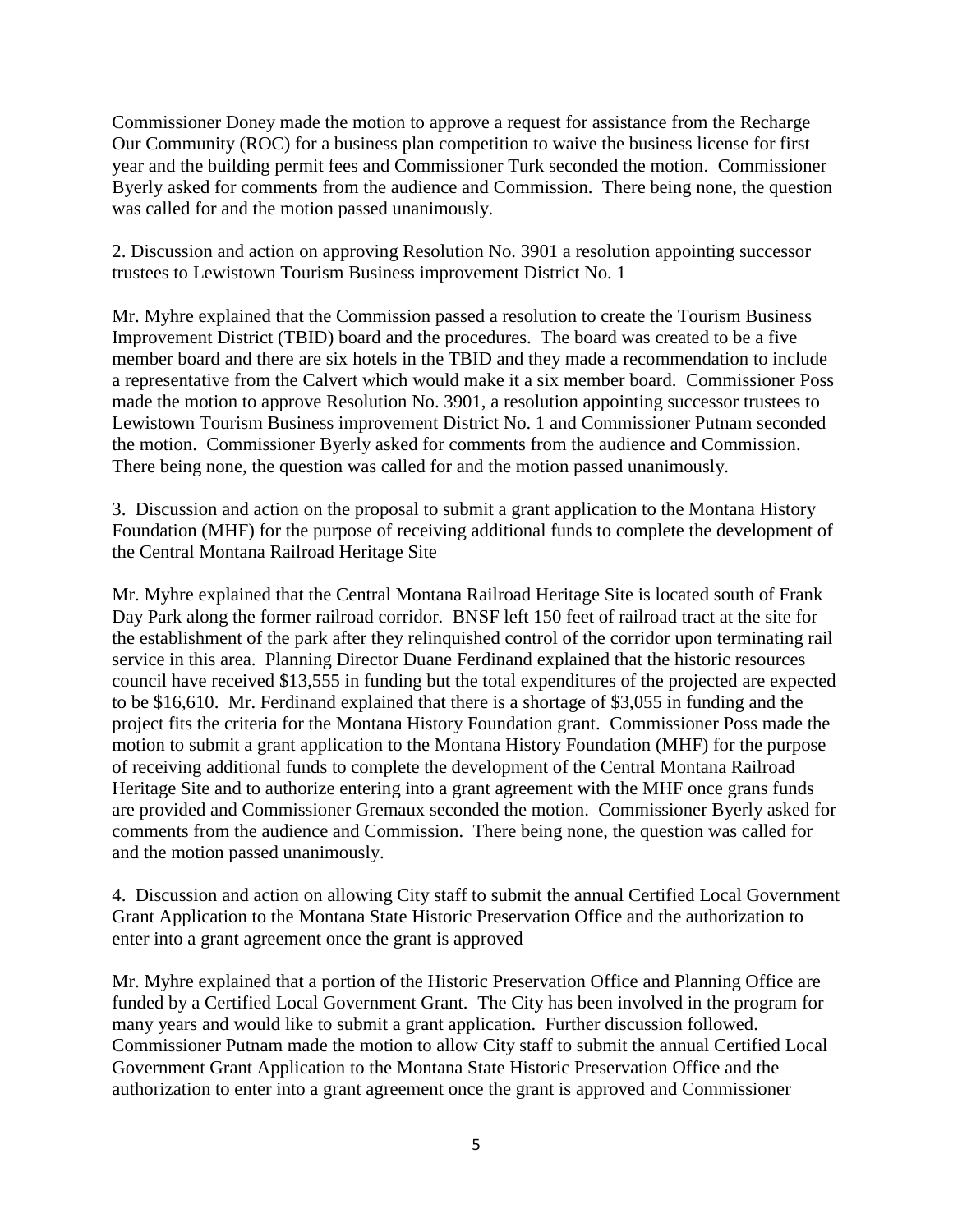Commissioner Doney made the motion to approve a request for assistance from the Recharge Our Community (ROC) for a business plan competition to waive the business license for first year and the building permit fees and Commissioner Turk seconded the motion. Commissioner Byerly asked for comments from the audience and Commission. There being none, the question was called for and the motion passed unanimously.

2. Discussion and action on approving Resolution No. 3901 a resolution appointing successor trustees to Lewistown Tourism Business improvement District No. 1

Mr. Myhre explained that the Commission passed a resolution to create the Tourism Business Improvement District (TBID) board and the procedures. The board was created to be a five member board and there are six hotels in the TBID and they made a recommendation to include a representative from the Calvert which would make it a six member board. Commissioner Poss made the motion to approve Resolution No. 3901, a resolution appointing successor trustees to Lewistown Tourism Business improvement District No. 1 and Commissioner Putnam seconded the motion. Commissioner Byerly asked for comments from the audience and Commission. There being none, the question was called for and the motion passed unanimously.

3. Discussion and action on the proposal to submit a grant application to the Montana History Foundation (MHF) for the purpose of receiving additional funds to complete the development of the Central Montana Railroad Heritage Site

Mr. Myhre explained that the Central Montana Railroad Heritage Site is located south of Frank Day Park along the former railroad corridor. BNSF left 150 feet of railroad tract at the site for the establishment of the park after they relinquished control of the corridor upon terminating rail service in this area. Planning Director Duane Ferdinand explained that the historic resources council have received $13,555 in funding but the total expenditures of the projected are expected to be $16,610. Mr. Ferdinand explained that there is a shortage of $3,055 in funding and the project fits the criteria for the Montana History Foundation grant. Commissioner Poss made the motion to submit a grant application to the Montana History Foundation (MHF) for the purpose of receiving additional funds to complete the development of the Central Montana Railroad Heritage Site and to authorize entering into a grant agreement with the MHF once grans funds are provided and Commissioner Gremaux seconded the motion. Commissioner Byerly asked for comments from the audience and Commission. There being none, the question was called for and the motion passed unanimously.

4. Discussion and action on allowing City staff to submit the annual Certified Local Government Grant Application to the Montana State Historic Preservation Office and the authorization to enter into a grant agreement once the grant is approved

Mr. Myhre explained that a portion of the Historic Preservation Office and Planning Office are funded by a Certified Local Government Grant. The City has been involved in the program for many years and would like to submit a grant application. Further discussion followed. Commissioner Putnam made the motion to allow City staff to submit the annual Certified Local Government Grant Application to the Montana State Historic Preservation Office and the authorization to enter into a grant agreement once the grant is approved and Commissioner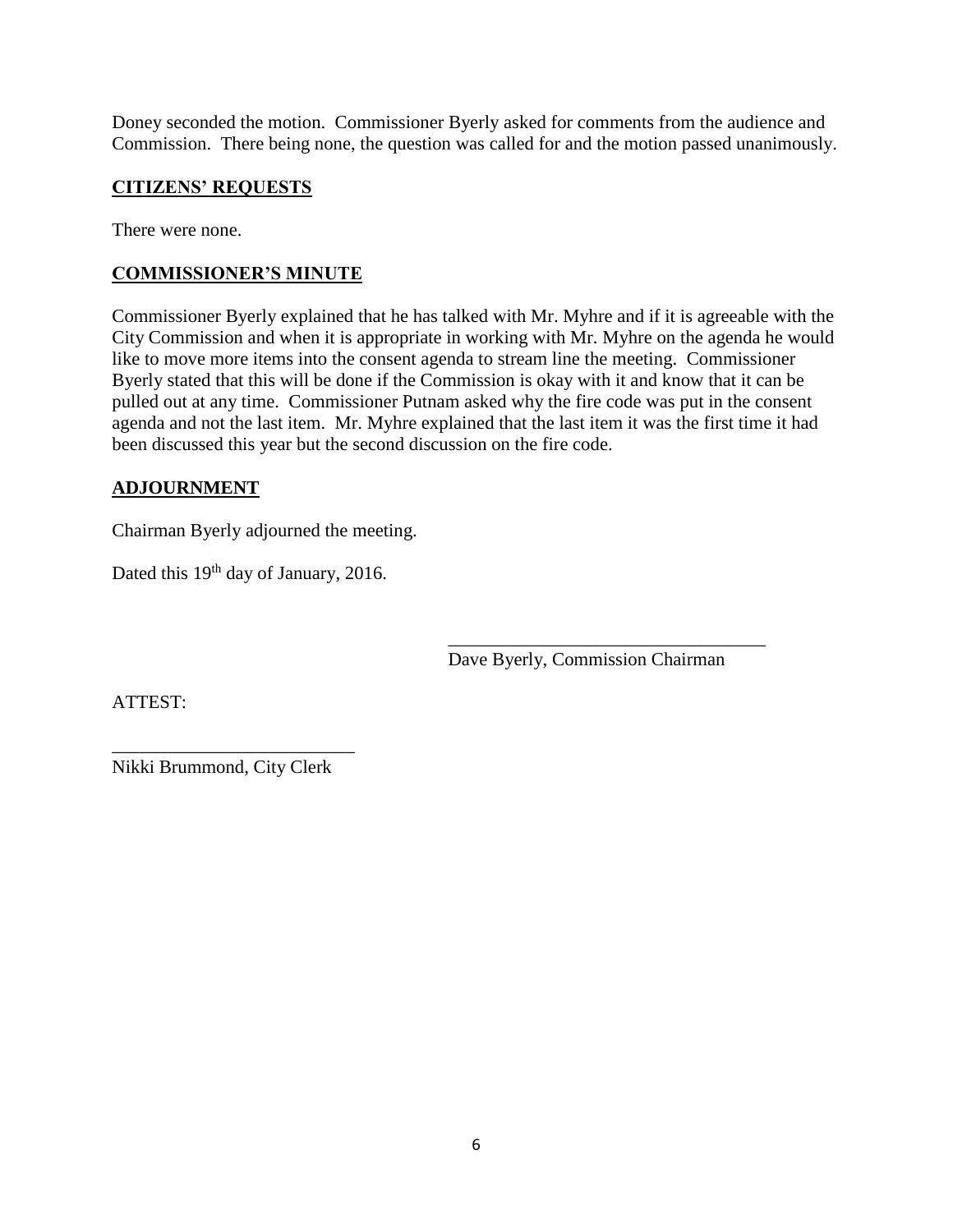Doney seconded the motion. Commissioner Byerly asked for comments from the audience and Commission. There being none, the question was called for and the motion passed unanimously.

## CITIZENS' REQUESTS

There were none.

## COMMISSIONER'S MINUTE

Commissioner Byerly explained that he has talked with Mr. Myhre and if it is agreeable with the City Commission and when it is appropriate in working with Mr. Myhre on the agenda he would like to move more items into the consent agenda to stream line the meeting. Commissioner Byerly stated that this will be done if the Commission is okay with it and know that it can be pulled out at any time. Commissioner Putnam asked why the fire code was put in the consent agenda and not the last item. Mr. Myhre explained that the last item it was the first time it had been discussed this year but the second discussion on the fire code.

## ADJOURNMENT

Chairman Byerly adjourned the meeting.

Dated this 19th day of January, 2016.

\_\_\_\_\_\_\_\_\_\_\_\_\_\_\_\_\_\_\_\_\_\_\_\_\_\_\_\_\_\_\_\_\_\_
Dave Byerly, Commission Chairman

ATTEST:

\_\_\_\_\_\_\_\_\_\_\_\_\_\_\_\_\_\_\_\_\_\_\_\_\_\_\_
Nikki Brummond, City Clerk